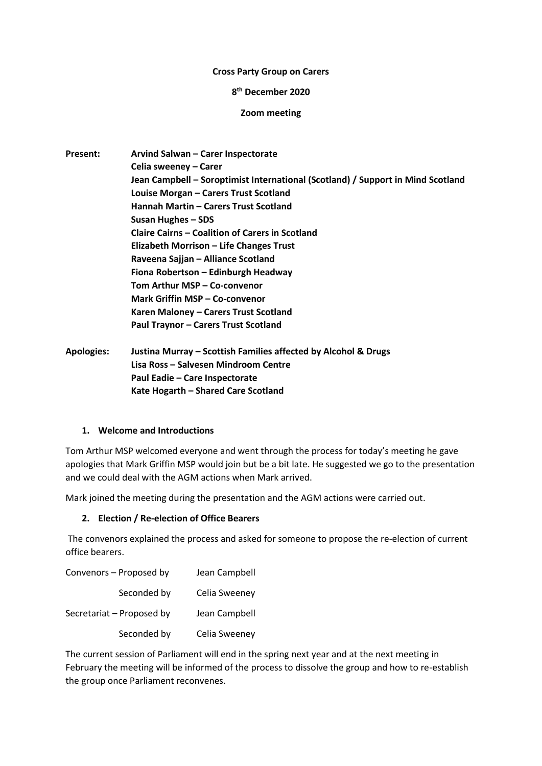**Cross Party Group on Carers**

**8th December 2020**

**Zoom meeting**

| | |
|---|---|
| **Present:** | **Arvind Salwan – Carer Inspectorate** |
| | **Celia sweeney – Carer** |
| | **Jean Campbell – Soroptimist International (Scotland) / Support in Mind Scotland** |
| | **Louise Morgan – Carers Trust Scotland** |
| | **Hannah Martin – Carers Trust Scotland** |
| | **Susan Hughes – SDS** |
| | **Claire Cairns – Coalition of Carers in Scotland** |
| | **Elizabeth Morrison – Life Changes Trust** |
| | **Raveena Sajjan – Alliance Scotland** |
| | **Fiona Robertson – Edinburgh Headway** |
| | **Tom Arthur MSP – Co-convenor** |
| | **Mark Griffin MSP – Co-convenor** |
| | **Karen Maloney – Carers Trust Scotland** |
| | **Paul Traynor – Carers Trust Scotland** |
| **Apologies:** | **Justina Murray – Scottish Families affected by Alcohol & Drugs** |
| | **Lisa Ross – Salvesen Mindroom Centre** |
| | **Paul Eadie – Care Inspectorate** |
| | **Kate Hogarth – Shared Care Scotland** |

1. **Welcome and Introductions**

Tom Arthur MSP welcomed everyone and went through the process for today's meeting he gave apologies that Mark Griffin MSP would join but be a bit late. He suggested we go to the presentation and we could deal with the AGM actions when Mark arrived.

Mark joined the meeting during the presentation and the AGM actions were carried out.

2. **Election / Re-election of Office Bearers**

The convenors explained the process and asked for someone to propose the re-election of current office bearers.

| | |
|---|---|
| Convenors – Proposed by | Jean Campbell |
| Seconded by | Celia Sweeney |
| Secretariat – Proposed by | Jean Campbell |
| Seconded by | Celia Sweeney |

The current session of Parliament will end in the spring next year and at the next meeting in February the meeting will be informed of the process to dissolve the group and how to re-establish the group once Parliament reconvenes.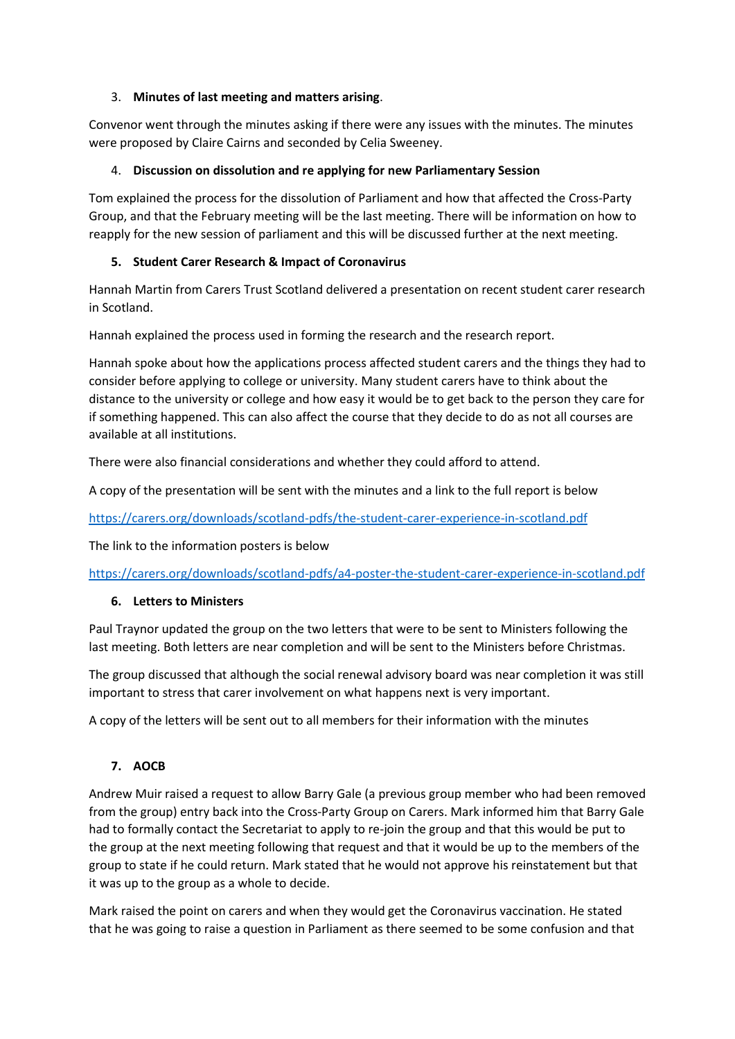3. **Minutes of last meeting and matters arising**.

Convenor went through the minutes asking if there were any issues with the minutes. The minutes were proposed by Claire Cairns and seconded by Celia Sweeney.

4. **Discussion on dissolution and re applying for new Parliamentary Session**

Tom explained the process for the dissolution of Parliament and how that affected the Cross-Party Group, and that the February meeting will be the last meeting. There will be information on how to reapply for the new session of parliament and this will be discussed further at the next meeting.

5. **Student Carer Research & Impact of Coronavirus**

Hannah Martin from Carers Trust Scotland delivered a presentation on recent student carer research in Scotland.

Hannah explained the process used in forming the research and the research report.

Hannah spoke about how the applications process affected student carers and the things they had to consider before applying to college or university. Many student carers have to think about the distance to the university or college and how easy it would be to get back to the person they care for if something happened. This can also affect the course that they decide to do as not all courses are available at all institutions.

There were also financial considerations and whether they could afford to attend.

A copy of the presentation will be sent with the minutes and a link to the full report is below

https://carers.org/downloads/scotland-pdfs/the-student-carer-experience-in-scotland.pdf

The link to the information posters is below

https://carers.org/downloads/scotland-pdfs/a4-poster-the-student-carer-experience-in-scotland.pdf

6. **Letters to Ministers**

Paul Traynor updated the group on the two letters that were to be sent to Ministers following the last meeting. Both letters are near completion and will be sent to the Ministers before Christmas.

The group discussed that although the social renewal advisory board was near completion it was still important to stress that carer involvement on what happens next is very important.

A copy of the letters will be sent out to all members for their information with the minutes

7. **AOCB**

Andrew Muir raised a request to allow Barry Gale (a previous group member who had been removed from the group) entry back into the Cross-Party Group on Carers. Mark informed him that Barry Gale had to formally contact the Secretariat to apply to re-join the group and that this would be put to the group at the next meeting following that request and that it would be up to the members of the group to state if he could return. Mark stated that he would not approve his reinstatement but that it was up to the group as a whole to decide.

Mark raised the point on carers and when they would get the Coronavirus vaccination. He stated that he was going to raise a question in Parliament as there seemed to be some confusion and that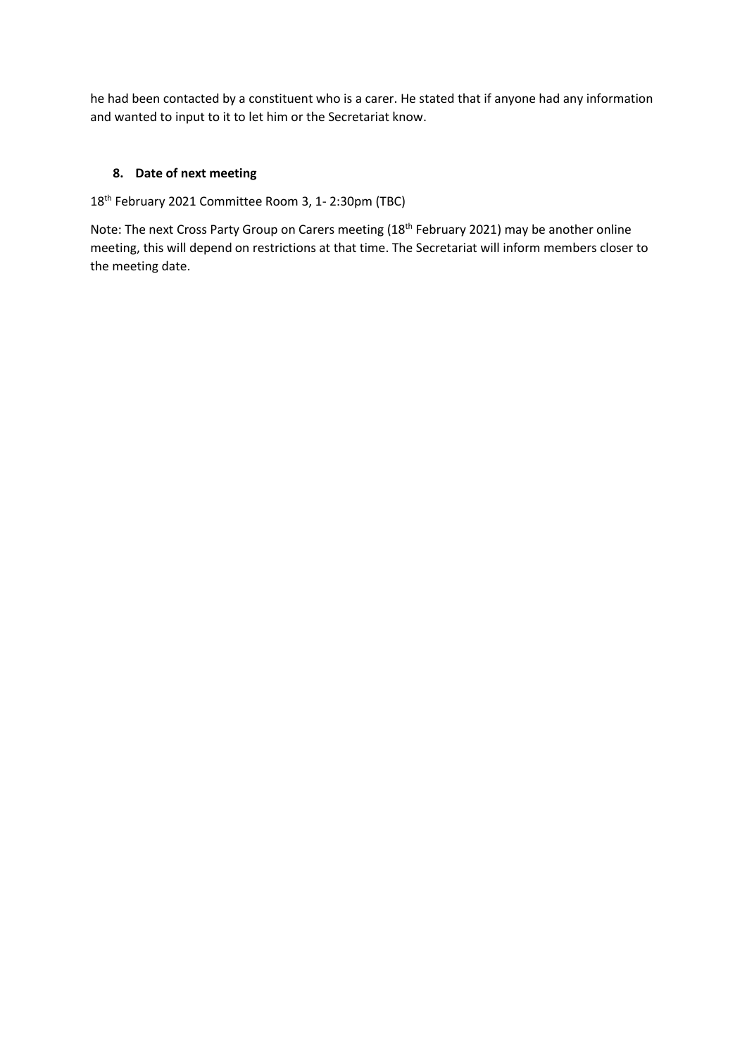he had been contacted by a constituent who is a carer. He stated that if anyone had any information and wanted to input to it to let him or the Secretariat know.

## 8. Date of next meeting

18th February 2021 Committee Room 3, 1- 2:30pm (TBC)

Note: The next Cross Party Group on Carers meeting (18th February 2021) may be another online meeting, this will depend on restrictions at that time. The Secretariat will inform members closer to the meeting date.